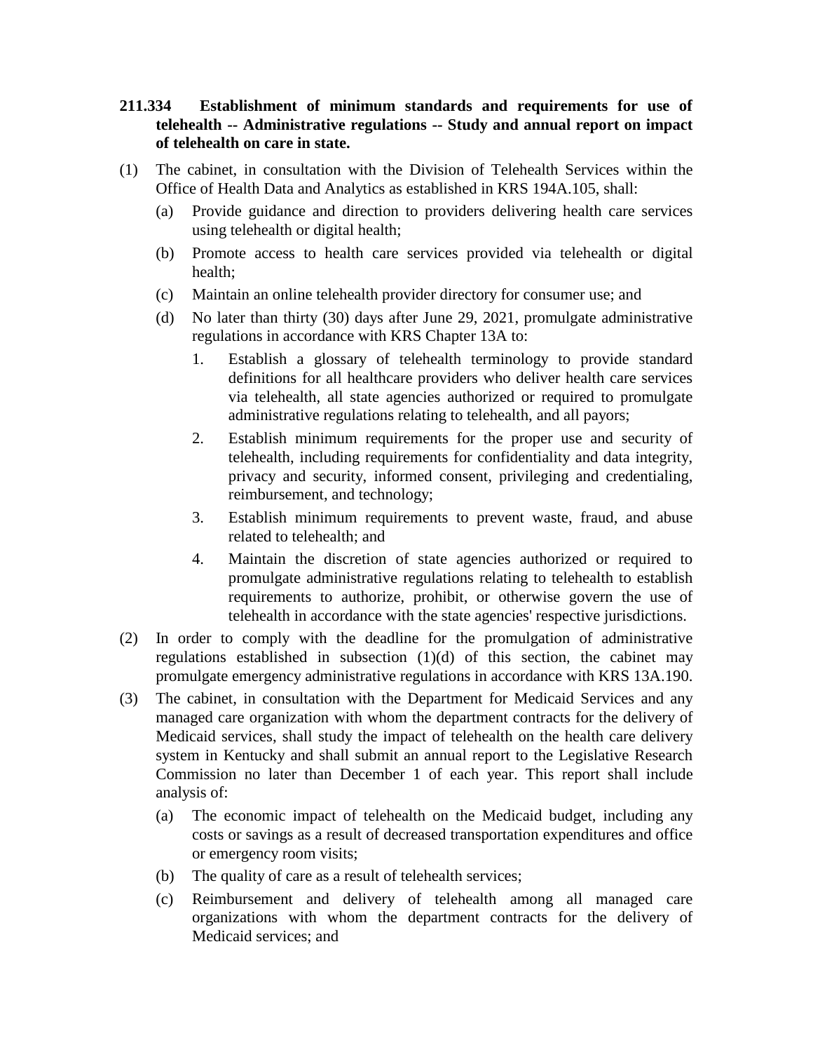**211.334 Establishment of minimum standards and requirements for use of telehealth -- Administrative regulations -- Study and annual report on impact of telehealth on care in state.**

(1) The cabinet, in consultation with the Division of Telehealth Services within the Office of Health Data and Analytics as established in KRS 194A.105, shall:

   (a) Provide guidance and direction to providers delivering health care services using telehealth or digital health;

   (b) Promote access to health care services provided via telehealth or digital health;

   (c) Maintain an online telehealth provider directory for consumer use; and

   (d) No later than thirty (30) days after June 29, 2021, promulgate administrative regulations in accordance with KRS Chapter 13A to:

      1. Establish a glossary of telehealth terminology to provide standard definitions for all healthcare providers who deliver health care services via telehealth, all state agencies authorized or required to promulgate administrative regulations relating to telehealth, and all payors;

      2. Establish minimum requirements for the proper use and security of telehealth, including requirements for confidentiality and data integrity, privacy and security, informed consent, privileging and credentialing, reimbursement, and technology;

      3. Establish minimum requirements to prevent waste, fraud, and abuse related to telehealth; and

      4. Maintain the discretion of state agencies authorized or required to promulgate administrative regulations relating to telehealth to establish requirements to authorize, prohibit, or otherwise govern the use of telehealth in accordance with the state agencies' respective jurisdictions.

(2) In order to comply with the deadline for the promulgation of administrative regulations established in subsection (1)(d) of this section, the cabinet may promulgate emergency administrative regulations in accordance with KRS 13A.190.

(3) The cabinet, in consultation with the Department for Medicaid Services and any managed care organization with whom the department contracts for the delivery of Medicaid services, shall study the impact of telehealth on the health care delivery system in Kentucky and shall submit an annual report to the Legislative Research Commission no later than December 1 of each year. This report shall include analysis of:

   (a) The economic impact of telehealth on the Medicaid budget, including any costs or savings as a result of decreased transportation expenditures and office or emergency room visits;

   (b) The quality of care as a result of telehealth services;

   (c) Reimbursement and delivery of telehealth among all managed care organizations with whom the department contracts for the delivery of Medicaid services; and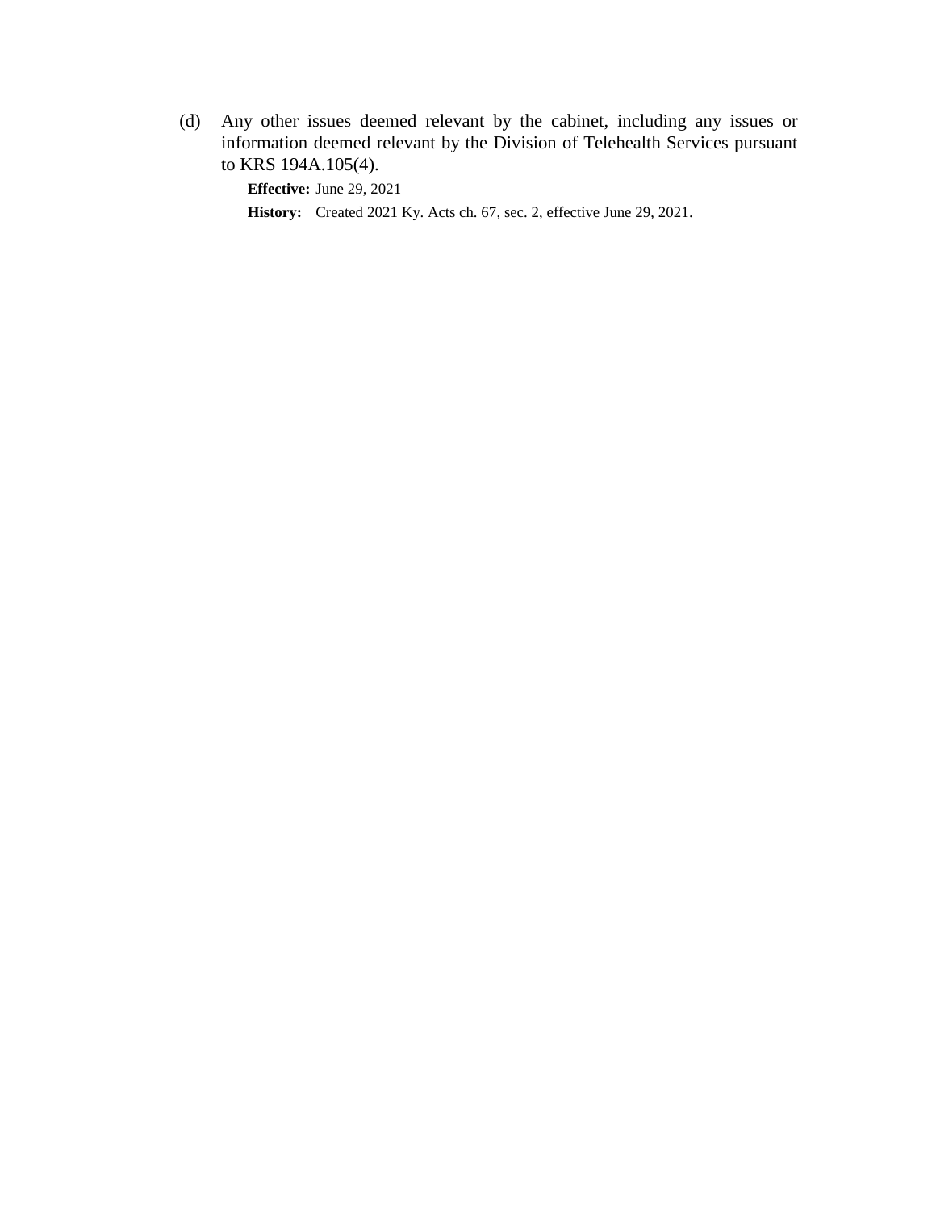(d) Any other issues deemed relevant by the cabinet, including any issues or information deemed relevant by the Division of Telehealth Services pursuant to KRS 194A.105(4).

**Effective:** June 29, 2021

**History:** Created 2021 Ky. Acts ch. 67, sec. 2, effective June 29, 2021.